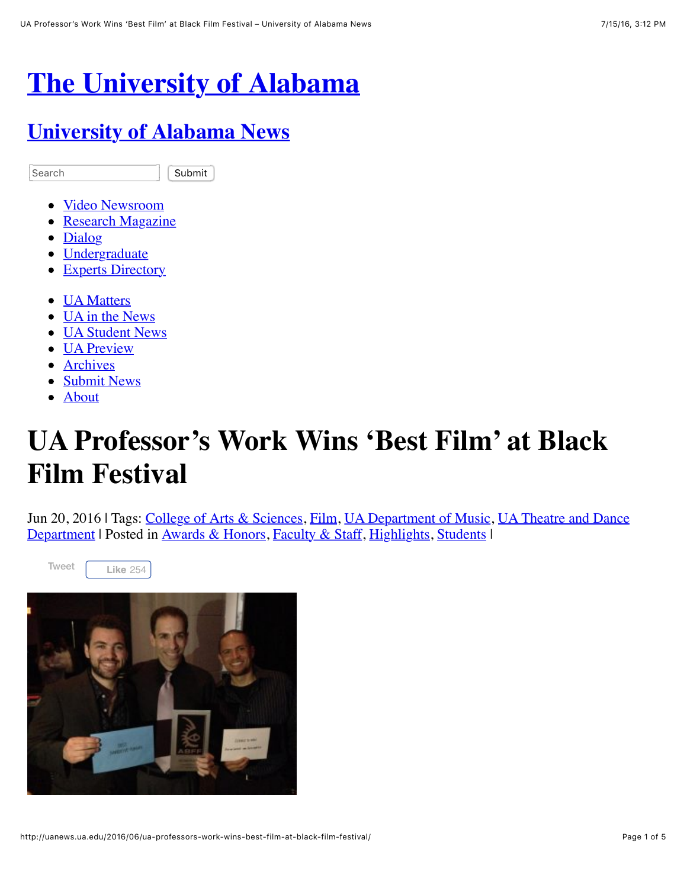# The University of Alabama

## University of Alabama News

Search Submit

- Video Newsroom
- Research Magazine
- Dialog
- Undergraduate
- Experts Directory

- UA Matters
- UA in the News
- UA Student News
- UA Preview
- Archives
- Submit News
- About

# UA Professor's Work Wins 'Best Film' at Black Film Festival

Jun 20, 2016 | Tags: College of Arts & Sciences, Film, UA Department of Music, UA Theatre and Dance Department | Posted in Awards & Honors, Faculty & Staff, Highlights, Students |

Tweet Like 254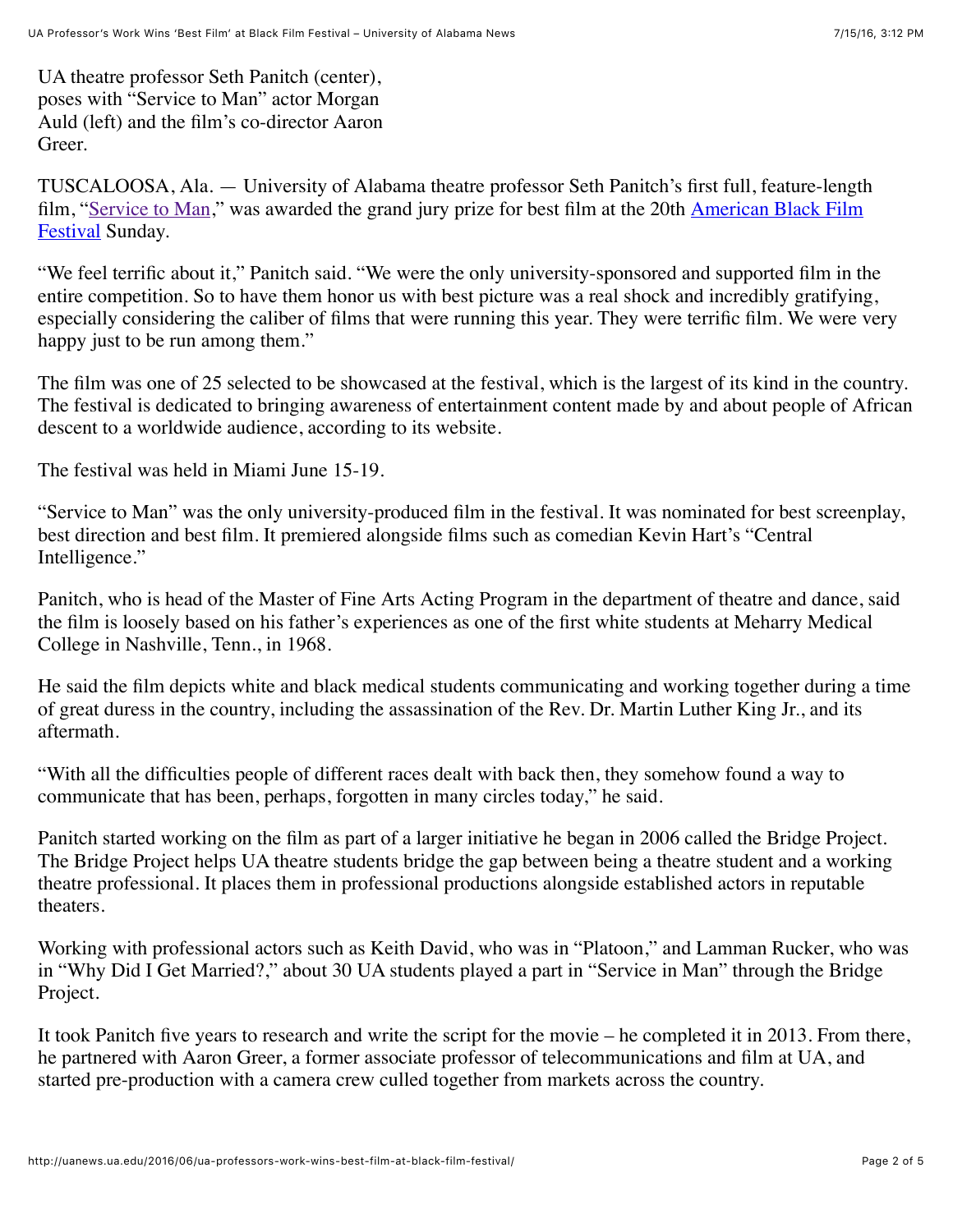UA theatre professor Seth Panitch (center), poses with "Service to Man" actor Morgan Auld (left) and the film's co-director Aaron Greer.

TUSCALOOSA, Ala. — University of Alabama theatre professor Seth Panitch's first full, feature-length film, "Service to Man," was awarded the grand jury prize for best film at the 20th American Black Film Festival Sunday.

"We feel terrific about it," Panitch said. "We were the only university-sponsored and supported film in the entire competition. So to have them honor us with best picture was a real shock and incredibly gratifying, especially considering the caliber of films that were running this year. They were terrific film. We were very happy just to be run among them."

The film was one of 25 selected to be showcased at the festival, which is the largest of its kind in the country. The festival is dedicated to bringing awareness of entertainment content made by and about people of African descent to a worldwide audience, according to its website.

The festival was held in Miami June 15-19.

"Service to Man" was the only university-produced film in the festival. It was nominated for best screenplay, best direction and best film. It premiered alongside films such as comedian Kevin Hart's "Central Intelligence."

Panitch, who is head of the Master of Fine Arts Acting Program in the department of theatre and dance, said the film is loosely based on his father's experiences as one of the first white students at Meharry Medical College in Nashville, Tenn., in 1968.

He said the film depicts white and black medical students communicating and working together during a time of great duress in the country, including the assassination of the Rev. Dr. Martin Luther King Jr., and its aftermath.

"With all the difficulties people of different races dealt with back then, they somehow found a way to communicate that has been, perhaps, forgotten in many circles today," he said.

Panitch started working on the film as part of a larger initiative he began in 2006 called the Bridge Project. The Bridge Project helps UA theatre students bridge the gap between being a theatre student and a working theatre professional. It places them in professional productions alongside established actors in reputable theaters.

Working with professional actors such as Keith David, who was in "Platoon," and Lamman Rucker, who was in "Why Did I Get Married?," about 30 UA students played a part in "Service in Man" through the Bridge Project.

It took Panitch five years to research and write the script for the movie – he completed it in 2013. From there, he partnered with Aaron Greer, a former associate professor of telecommunications and film at UA, and started pre-production with a camera crew culled together from markets across the country.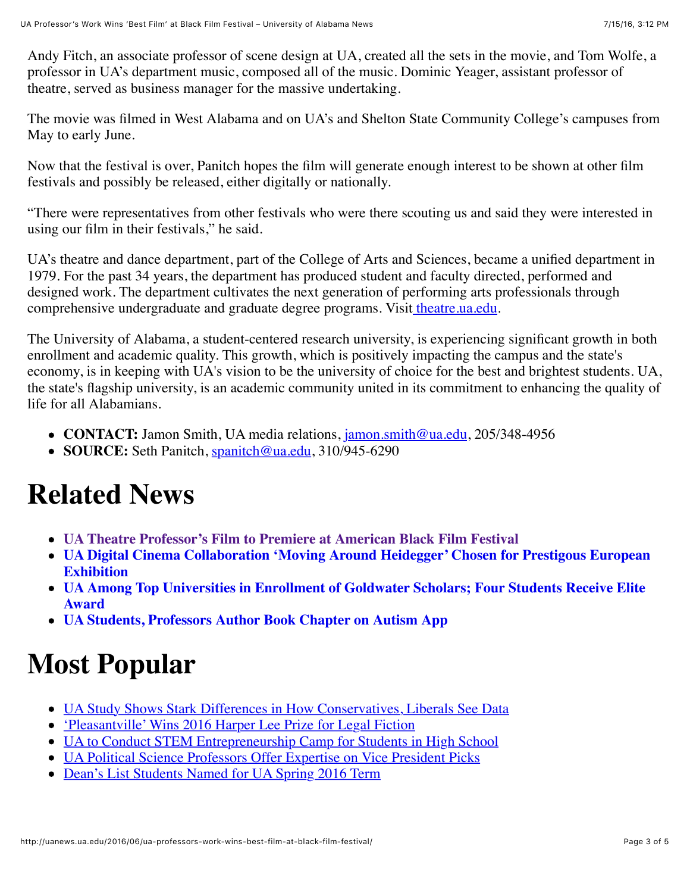Andy Fitch, an associate professor of scene design at UA, created all the sets in the movie, and Tom Wolfe, a professor in UA's department music, composed all of the music. Dominic Yeager, assistant professor of theatre, served as business manager for the massive undertaking.

The movie was filmed in West Alabama and on UA's and Shelton State Community College's campuses from May to early June.

Now that the festival is over, Panitch hopes the film will generate enough interest to be shown at other film festivals and possibly be released, either digitally or nationally.

"There were representatives from other festivals who were there scouting us and said they were interested in using our film in their festivals," he said.

UA's theatre and dance department, part of the College of Arts and Sciences, became a unified department in 1979. For the past 34 years, the department has produced student and faculty directed, performed and designed work. The department cultivates the next generation of performing arts professionals through comprehensive undergraduate and graduate degree programs. Visit theatre.ua.edu.

The University of Alabama, a student-centered research university, is experiencing significant growth in both enrollment and academic quality. This growth, which is positively impacting the campus and the state's economy, is in keeping with UA's vision to be the university of choice for the best and brightest students. UA, the state's flagship university, is an academic community united in its commitment to enhancing the quality of life for all Alabamians.

- **CONTACT:** Jamon Smith, UA media relations, jamon.smith@ua.edu, 205/348-4956
- **SOURCE:** Seth Panitch, spanitch@ua.edu, 310/945-6290

# Related News

- **UA Theatre Professor's Film to Premiere at American Black Film Festival**
- **UA Digital Cinema Collaboration 'Moving Around Heidegger' Chosen for Prestigous European Exhibition**
- **UA Among Top Universities in Enrollment of Goldwater Scholars; Four Students Receive Elite Award**
- **UA Students, Professors Author Book Chapter on Autism App**

# Most Popular

- UA Study Shows Stark Differences in How Conservatives, Liberals See Data
- 'Pleasantville' Wins 2016 Harper Lee Prize for Legal Fiction
- UA to Conduct STEM Entrepreneurship Camp for Students in High School
- UA Political Science Professors Offer Expertise on Vice President Picks
- Dean's List Students Named for UA Spring 2016 Term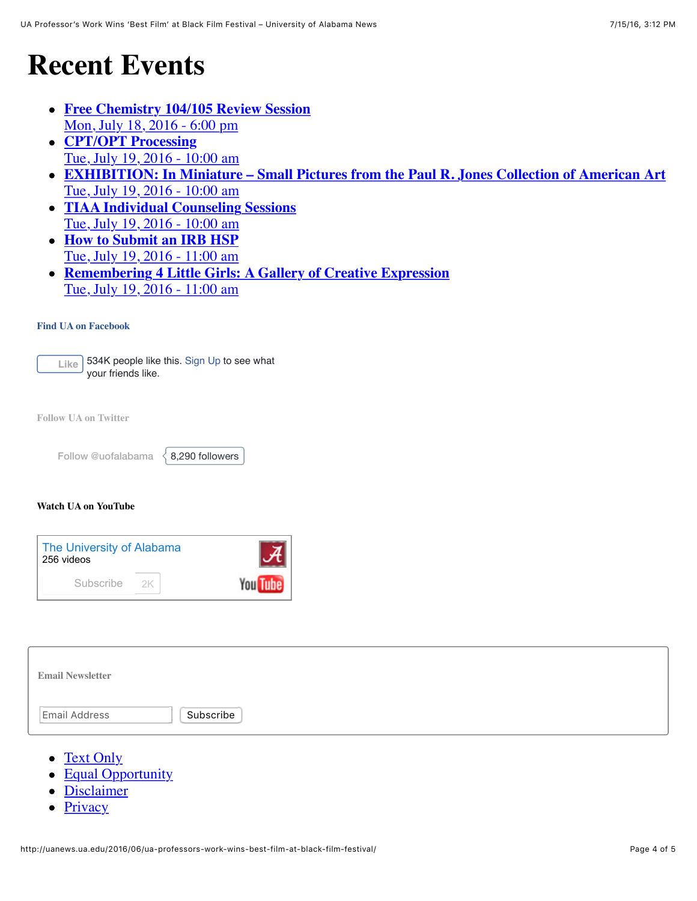# Recent Events

- **Free Chemistry 104/105 Review Session**
  Mon, July 18, 2016 - 6:00 pm
- **CPT/OPT Processing**
  Tue, July 19, 2016 - 10:00 am
- **EXHIBITION: In Miniature – Small Pictures from the Paul R. Jones Collection of American Art**
  Tue, July 19, 2016 - 10:00 am
- **TIAA Individual Counseling Sessions**
  Tue, July 19, 2016 - 10:00 am
- **How to Submit an IRB HSP**
  Tue, July 19, 2016 - 11:00 am
- **Remembering 4 Little Girls: A Gallery of Creative Expression**
  Tue, July 19, 2016 - 11:00 am

**Find UA on Facebook**

Like 534K people like this. Sign Up to see what your friends like.

**Follow UA on Twitter**

Follow @uofalabama 8,290 followers

**Watch UA on YouTube**

The University of Alabama
256 videos
Subscribe 2K

**Email Newsletter**

Email Address Subscribe

- Text Only
- Equal Opportunity
- Disclaimer
- Privacy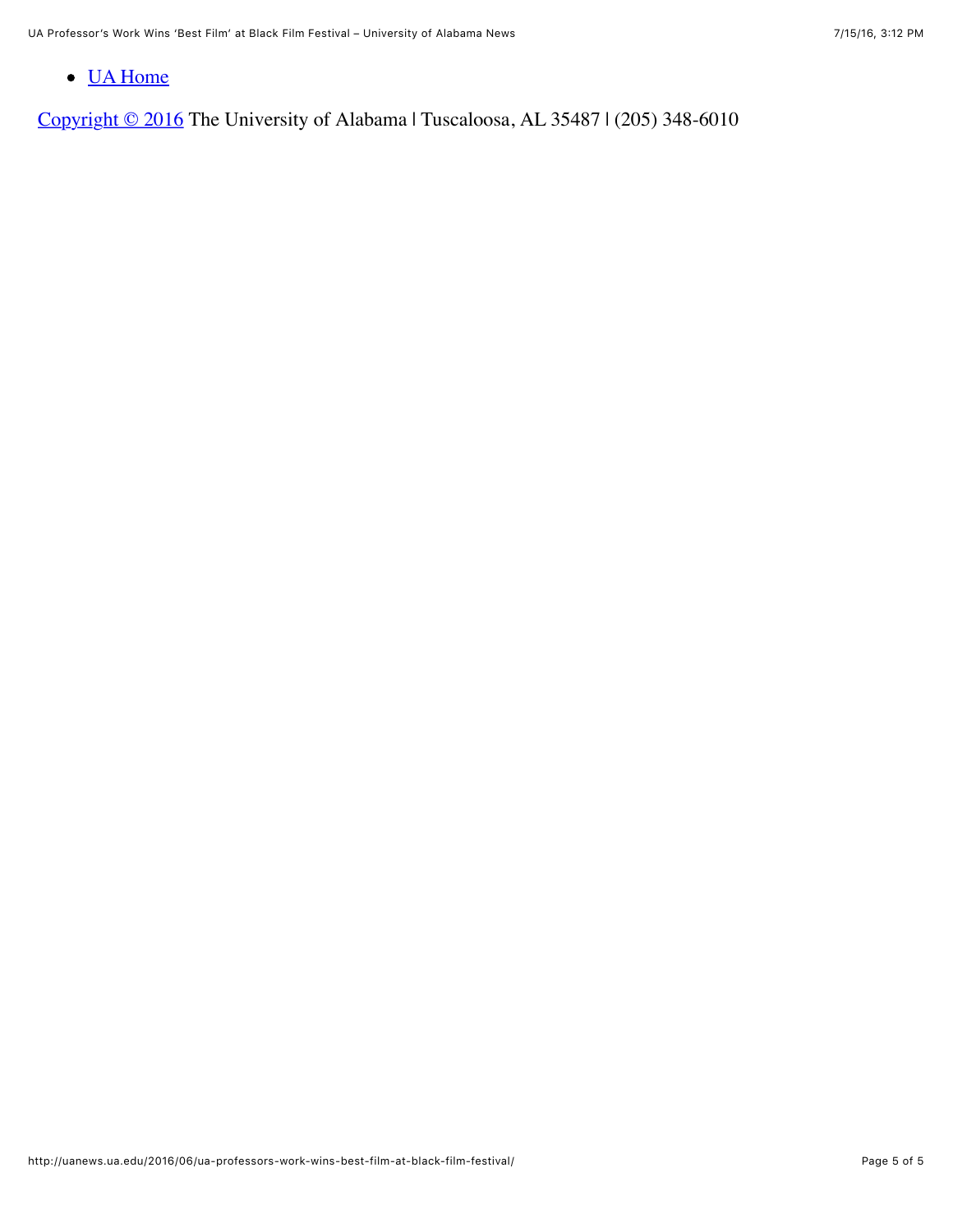- UA Home

Copyright © 2016 The University of Alabama | Tuscaloosa, AL 35487 | (205) 348-6010